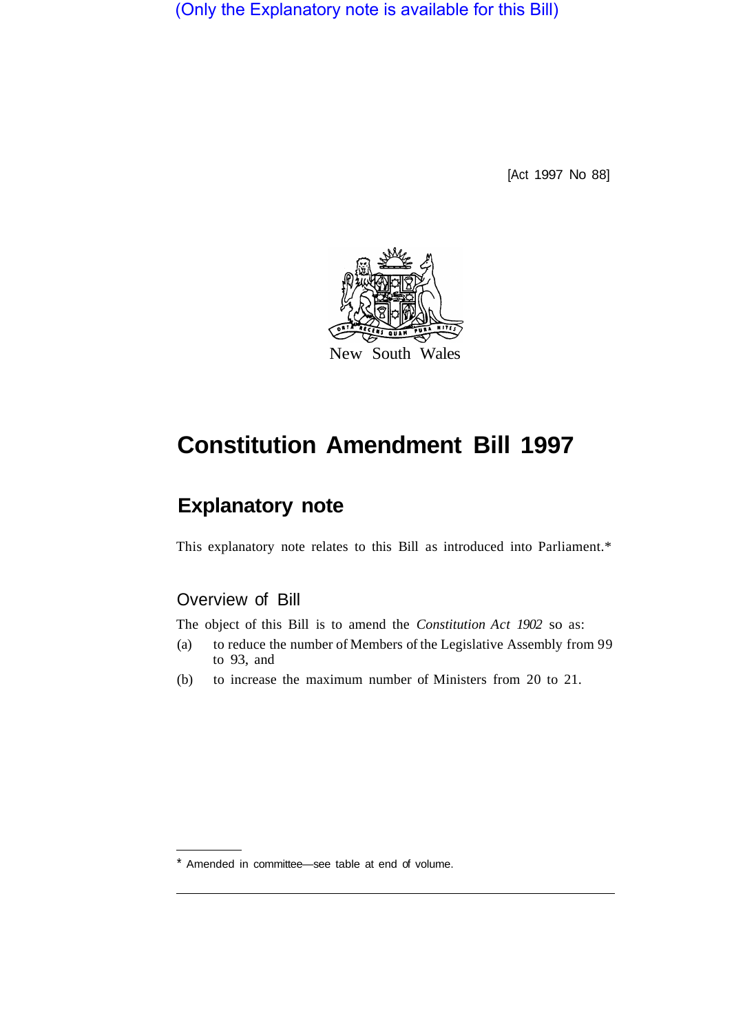(Only the Explanatory note is available for this Bill)

[Act 1997 No 88]

New South Wales

# Constitution Amendment Bill 1997

## Explanatory note

This explanatory note relates to this Bill as introduced into Parliament.*

### Overview of Bill

The object of this Bill is to amend the *Constitution Act 1902* so as:

(a) to reduce the number of Members of the Legislative Assembly from 99 to 93, and

(b) to increase the maximum number of Ministers from 20 to 21.

* Amended in committee—see table at end of volume.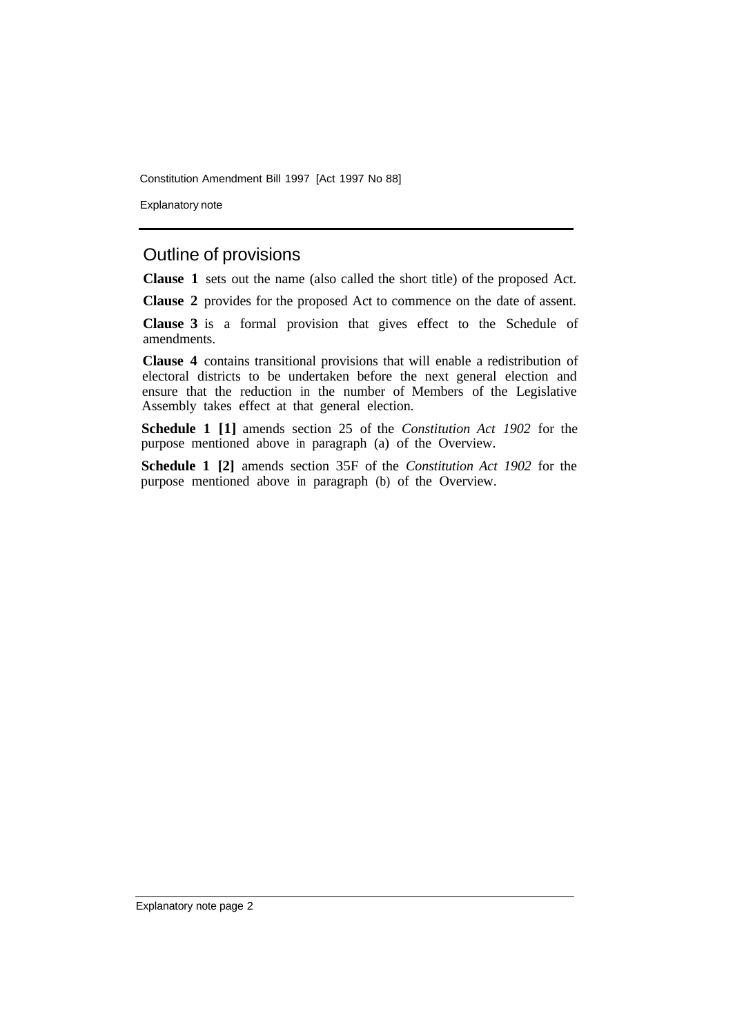## Outline of provisions

**Clause 1** sets out the name (also called the short title) of the proposed Act.

**Clause 2** provides for the proposed Act to commence on the date of assent.

**Clause 3** is a formal provision that gives effect to the Schedule of amendments.

**Clause 4** contains transitional provisions that will enable a redistribution of electoral districts to be undertaken before the next general election and ensure that the reduction in the number of Members of the Legislative Assembly takes effect at that general election.

**Schedule 1 [1]** amends section 25 of the *Constitution Act 1902* for the purpose mentioned above in paragraph (a) of the Overview.

**Schedule 1 [2]** amends section 35F of the *Constitution Act 1902* for the purpose mentioned above in paragraph (b) of the Overview.